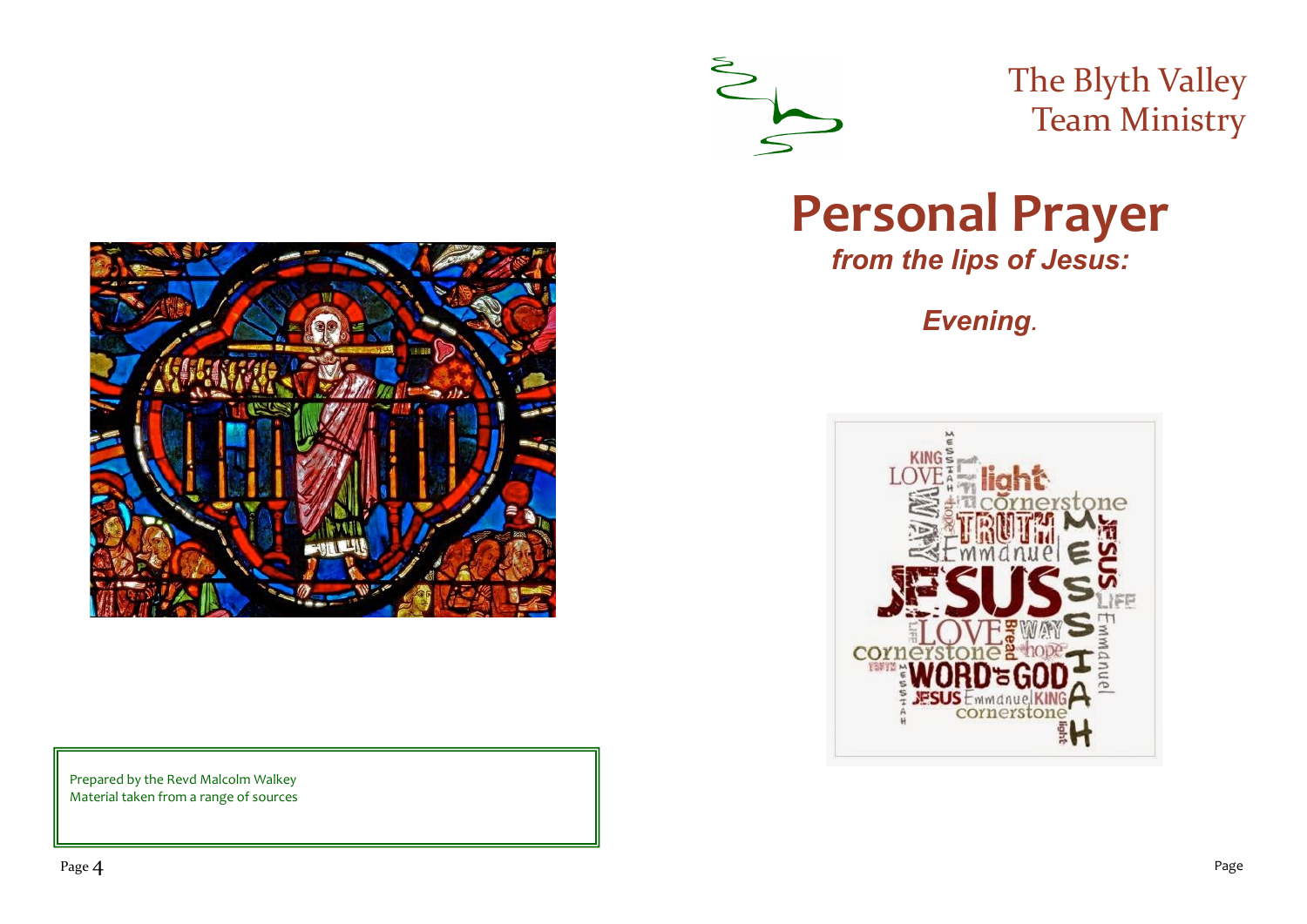The Blyth Valley Team Ministry

# Personal Prayer

***from the lips of Jesus:***

***Evening.***

Prepared by the Revd Malcolm Walkey
Material taken from a range of sources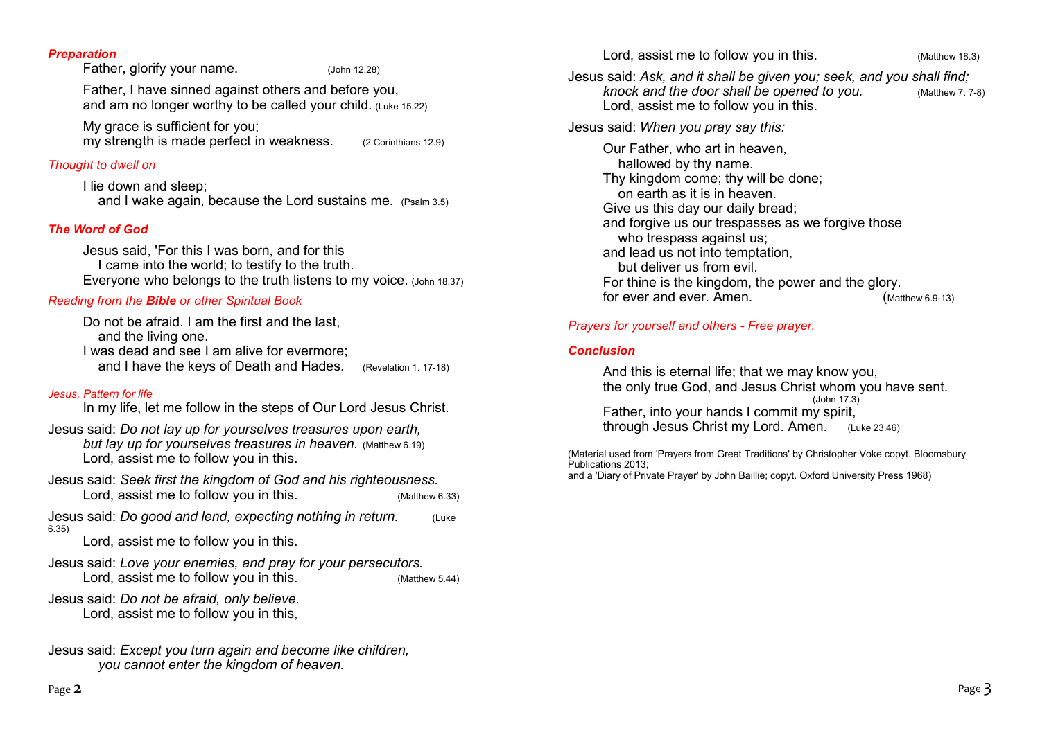***Preparation***

Father, glorify your name. (John 12.28)

Father, I have sinned against others and before you,
and am no longer worthy to be called your child. (Luke 15.22)

My grace is sufficient for you;
my strength is made perfect in weakness. (2 Corinthians 12.9)

*Thought to dwell on*

I lie down and sleep;
and I wake again, because the Lord sustains me. (Psalm 3.5)

***The Word of God***

Jesus said, 'For this I was born, and for this
I came into the world; to testify to the truth.
Everyone who belongs to the truth listens to my voice. (John 18.37)

*Reading from the **Bible** or other Spiritual Book*

Do not be afraid. I am the first and the last,
and the living one.
I was dead and see I am alive for evermore;
and I have the keys of Death and Hades. (Revelation 1. 17-18)

*Jesus, Pattern for life*

In my life, let me follow in the steps of Our Lord Jesus Christ.

Jesus said: *Do not lay up for yourselves treasures upon earth, but lay up for yourselves treasures in heaven.* (Matthew 6.19)
Lord, assist me to follow you in this.

Jesus said: *Seek first the kingdom of God and his righteousness.*
Lord, assist me to follow you in this. (Matthew 6.33)

Jesus said: *Do good and lend, expecting nothing in return.* (Luke 6.35)
Lord, assist me to follow you in this.

Jesus said: *Love your enemies, and pray for your persecutors.*
Lord, assist me to follow you in this. (Matthew 5.44)

Jesus said: *Do not be afraid, only believe.*
Lord, assist me to follow you in this,

Jesus said: *Except you turn again and become like children, you cannot enter the kingdom of heaven.*
Lord, assist me to follow you in this. (Matthew 18.3)

Jesus said: *Ask, and it shall be given you; seek, and you shall find; knock and the door shall be opened to you.* (Matthew 7. 7-8)
Lord, assist me to follow you in this.

Jesus said: *When you pray say this:*

Our Father, who art in heaven,
hallowed by thy name.
Thy kingdom come; thy will be done;
on earth as it is in heaven.
Give us this day our daily bread;
and forgive us our trespasses as we forgive those
who trespass against us;
and lead us not into temptation,
but deliver us from evil.
For thine is the kingdom, the power and the glory.
for ever and ever. Amen. (Matthew 6.9-13)

*Prayers for yourself and others - Free prayer.*

***Conclusion***

And this is eternal life; that we may know you,
the only true God, and Jesus Christ whom you have sent. (John 17.3)

Father, into your hands I commit my spirit,
through Jesus Christ my Lord. Amen. (Luke 23.46)

(Material used from 'Prayers from Great Traditions' by Christopher Voke copyt. Bloomsbury Publications 2013;
and a 'Diary of Private Prayer' by John Baillie; copyt. Oxford University Press 1968)